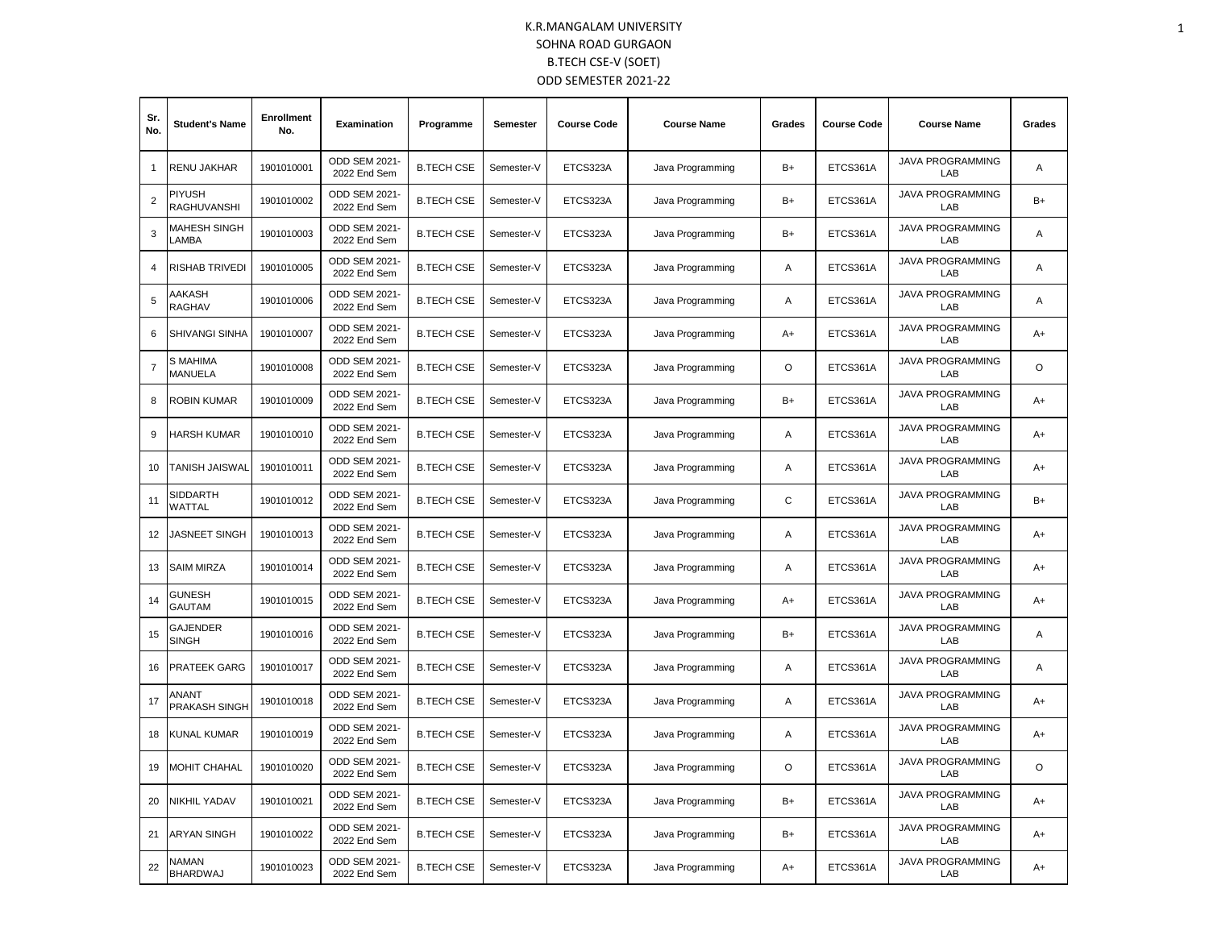# K.R.MANGALAM UNIVERSITY

## SOHNA ROAD GURGAON

## B.TECH CSE-V (SOET)

## ODD SEMESTER 2021-22

| Sr. No. | Student's Name | Enrollment No. | Examination | Programme | Semester | Course Code | Course Name | Grades | Course Code | Course Name | Grades |
|---|---|---|---|---|---|---|---|---|---|---|---|
| 1 | RENU JAKHAR | 1901010001 | ODD SEM 2021-2022 End Sem | B.TECH CSE | Semester-V | ETCS323A | Java Programming | B+ | ETCS361A | JAVA PROGRAMMING LAB | A |
| 2 | PIYUSH RAGHUVANSHI | 1901010002 | ODD SEM 2021-2022 End Sem | B.TECH CSE | Semester-V | ETCS323A | Java Programming | B+ | ETCS361A | JAVA PROGRAMMING LAB | B+ |
| 3 | MAHESH SINGH LAMBA | 1901010003 | ODD SEM 2021-2022 End Sem | B.TECH CSE | Semester-V | ETCS323A | Java Programming | B+ | ETCS361A | JAVA PROGRAMMING LAB | A |
| 4 | RISHAB TRIVEDI | 1901010005 | ODD SEM 2021-2022 End Sem | B.TECH CSE | Semester-V | ETCS323A | Java Programming | A | ETCS361A | JAVA PROGRAMMING LAB | A |
| 5 | AAKASH RAGHAV | 1901010006 | ODD SEM 2021-2022 End Sem | B.TECH CSE | Semester-V | ETCS323A | Java Programming | A | ETCS361A | JAVA PROGRAMMING LAB | A |
| 6 | SHIVANGI SINHA | 1901010007 | ODD SEM 2021-2022 End Sem | B.TECH CSE | Semester-V | ETCS323A | Java Programming | A+ | ETCS361A | JAVA PROGRAMMING LAB | A+ |
| 7 | S MAHIMA MANUELA | 1901010008 | ODD SEM 2021-2022 End Sem | B.TECH CSE | Semester-V | ETCS323A | Java Programming | O | ETCS361A | JAVA PROGRAMMING LAB | O |
| 8 | ROBIN KUMAR | 1901010009 | ODD SEM 2021-2022 End Sem | B.TECH CSE | Semester-V | ETCS323A | Java Programming | B+ | ETCS361A | JAVA PROGRAMMING LAB | A+ |
| 9 | HARSH KUMAR | 1901010010 | ODD SEM 2021-2022 End Sem | B.TECH CSE | Semester-V | ETCS323A | Java Programming | A | ETCS361A | JAVA PROGRAMMING LAB | A+ |
| 10 | TANISH JAISWAL | 1901010011 | ODD SEM 2021-2022 End Sem | B.TECH CSE | Semester-V | ETCS323A | Java Programming | A | ETCS361A | JAVA PROGRAMMING LAB | A+ |
| 11 | SIDDARTH WATTAL | 1901010012 | ODD SEM 2021-2022 End Sem | B.TECH CSE | Semester-V | ETCS323A | Java Programming | C | ETCS361A | JAVA PROGRAMMING LAB | B+ |
| 12 | JASNEET SINGH | 1901010013 | ODD SEM 2021-2022 End Sem | B.TECH CSE | Semester-V | ETCS323A | Java Programming | A | ETCS361A | JAVA PROGRAMMING LAB | A+ |
| 13 | SAIM MIRZA | 1901010014 | ODD SEM 2021-2022 End Sem | B.TECH CSE | Semester-V | ETCS323A | Java Programming | A | ETCS361A | JAVA PROGRAMMING LAB | A+ |
| 14 | GUNESH GAUTAM | 1901010015 | ODD SEM 2021-2022 End Sem | B.TECH CSE | Semester-V | ETCS323A | Java Programming | A+ | ETCS361A | JAVA PROGRAMMING LAB | A+ |
| 15 | GAJENDER SINGH | 1901010016 | ODD SEM 2021-2022 End Sem | B.TECH CSE | Semester-V | ETCS323A | Java Programming | B+ | ETCS361A | JAVA PROGRAMMING LAB | A |
| 16 | PRATEEK GARG | 1901010017 | ODD SEM 2021-2022 End Sem | B.TECH CSE | Semester-V | ETCS323A | Java Programming | A | ETCS361A | JAVA PROGRAMMING LAB | A |
| 17 | ANANT PRAKASH SINGH | 1901010018 | ODD SEM 2021-2022 End Sem | B.TECH CSE | Semester-V | ETCS323A | Java Programming | A | ETCS361A | JAVA PROGRAMMING LAB | A+ |
| 18 | KUNAL KUMAR | 1901010019 | ODD SEM 2021-2022 End Sem | B.TECH CSE | Semester-V | ETCS323A | Java Programming | A | ETCS361A | JAVA PROGRAMMING LAB | A+ |
| 19 | MOHIT CHAHAL | 1901010020 | ODD SEM 2021-2022 End Sem | B.TECH CSE | Semester-V | ETCS323A | Java Programming | O | ETCS361A | JAVA PROGRAMMING LAB | O |
| 20 | NIKHIL YADAV | 1901010021 | ODD SEM 2021-2022 End Sem | B.TECH CSE | Semester-V | ETCS323A | Java Programming | B+ | ETCS361A | JAVA PROGRAMMING LAB | A+ |
| 21 | ARYAN SINGH | 1901010022 | ODD SEM 2021-2022 End Sem | B.TECH CSE | Semester-V | ETCS323A | Java Programming | B+ | ETCS361A | JAVA PROGRAMMING LAB | A+ |
| 22 | NAMAN BHARDWAJ | 1901010023 | ODD SEM 2021-2022 End Sem | B.TECH CSE | Semester-V | ETCS323A | Java Programming | A+ | ETCS361A | JAVA PROGRAMMING LAB | A+ |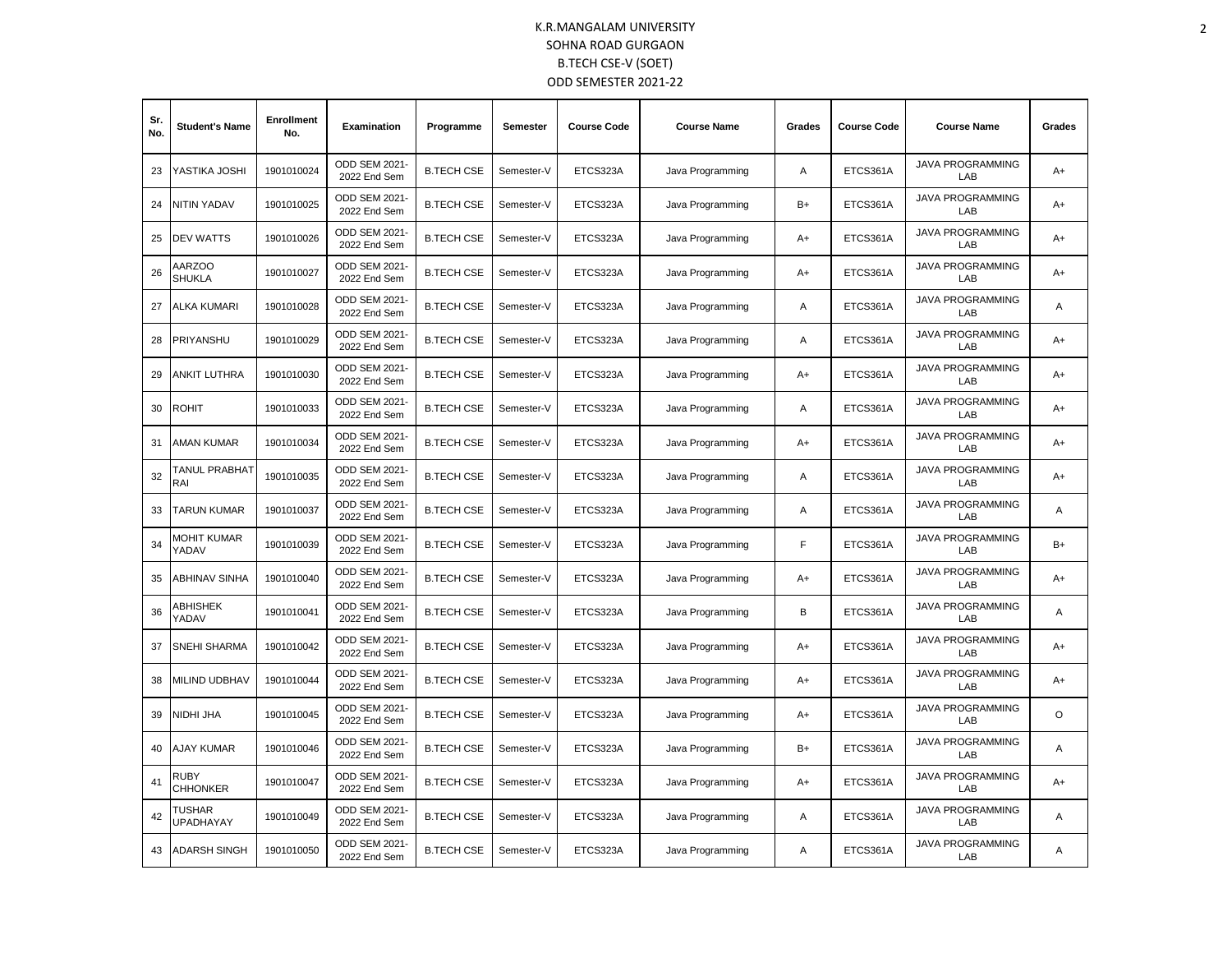# K.R.MANGALAM UNIVERSITY

## SOHNA ROAD GURGAON

## B.TECH CSE-V (SOET)

## ODD SEMESTER 2021-22

| Sr. No. | Student's Name | Enrollment No. | Examination | Programme | Semester | Course Code | Course Name | Grades | Course Code | Course Name | Grades |
|---|---|---|---|---|---|---|---|---|---|---|---|
| 23 | YASTIKA JOSHI | 1901010024 | ODD SEM 2021-2022 End Sem | B.TECH CSE | Semester-V | ETCS323A | Java Programming | A | ETCS361A | JAVA PROGRAMMING LAB | A+ |
| 24 | NITIN YADAV | 1901010025 | ODD SEM 2021-2022 End Sem | B.TECH CSE | Semester-V | ETCS323A | Java Programming | B+ | ETCS361A | JAVA PROGRAMMING LAB | A+ |
| 25 | DEV WATTS | 1901010026 | ODD SEM 2021-2022 End Sem | B.TECH CSE | Semester-V | ETCS323A | Java Programming | A+ | ETCS361A | JAVA PROGRAMMING LAB | A+ |
| 26 | AARZOO SHUKLA | 1901010027 | ODD SEM 2021-2022 End Sem | B.TECH CSE | Semester-V | ETCS323A | Java Programming | A+ | ETCS361A | JAVA PROGRAMMING LAB | A+ |
| 27 | ALKA KUMARI | 1901010028 | ODD SEM 2021-2022 End Sem | B.TECH CSE | Semester-V | ETCS323A | Java Programming | A | ETCS361A | JAVA PROGRAMMING LAB | A |
| 28 | PRIYANSHU | 1901010029 | ODD SEM 2021-2022 End Sem | B.TECH CSE | Semester-V | ETCS323A | Java Programming | A | ETCS361A | JAVA PROGRAMMING LAB | A+ |
| 29 | ANKIT LUTHRA | 1901010030 | ODD SEM 2021-2022 End Sem | B.TECH CSE | Semester-V | ETCS323A | Java Programming | A+ | ETCS361A | JAVA PROGRAMMING LAB | A+ |
| 30 | ROHIT | 1901010033 | ODD SEM 2021-2022 End Sem | B.TECH CSE | Semester-V | ETCS323A | Java Programming | A | ETCS361A | JAVA PROGRAMMING LAB | A+ |
| 31 | AMAN KUMAR | 1901010034 | ODD SEM 2021-2022 End Sem | B.TECH CSE | Semester-V | ETCS323A | Java Programming | A+ | ETCS361A | JAVA PROGRAMMING LAB | A+ |
| 32 | TANUL PRABHAT RAI | 1901010035 | ODD SEM 2021-2022 End Sem | B.TECH CSE | Semester-V | ETCS323A | Java Programming | A | ETCS361A | JAVA PROGRAMMING LAB | A+ |
| 33 | TARUN KUMAR | 1901010037 | ODD SEM 2021-2022 End Sem | B.TECH CSE | Semester-V | ETCS323A | Java Programming | A | ETCS361A | JAVA PROGRAMMING LAB | A |
| 34 | MOHIT KUMAR YADAV | 1901010039 | ODD SEM 2021-2022 End Sem | B.TECH CSE | Semester-V | ETCS323A | Java Programming | F | ETCS361A | JAVA PROGRAMMING LAB | B+ |
| 35 | ABHINAV SINHA | 1901010040 | ODD SEM 2021-2022 End Sem | B.TECH CSE | Semester-V | ETCS323A | Java Programming | A+ | ETCS361A | JAVA PROGRAMMING LAB | A+ |
| 36 | ABHISHEK YADAV | 1901010041 | ODD SEM 2021-2022 End Sem | B.TECH CSE | Semester-V | ETCS323A | Java Programming | B | ETCS361A | JAVA PROGRAMMING LAB | A |
| 37 | SNEHI SHARMA | 1901010042 | ODD SEM 2021-2022 End Sem | B.TECH CSE | Semester-V | ETCS323A | Java Programming | A+ | ETCS361A | JAVA PROGRAMMING LAB | A+ |
| 38 | MILIND UDBHAV | 1901010044 | ODD SEM 2021-2022 End Sem | B.TECH CSE | Semester-V | ETCS323A | Java Programming | A+ | ETCS361A | JAVA PROGRAMMING LAB | A+ |
| 39 | NIDHI JHA | 1901010045 | ODD SEM 2021-2022 End Sem | B.TECH CSE | Semester-V | ETCS323A | Java Programming | A+ | ETCS361A | JAVA PROGRAMMING LAB | O |
| 40 | AJAY KUMAR | 1901010046 | ODD SEM 2021-2022 End Sem | B.TECH CSE | Semester-V | ETCS323A | Java Programming | B+ | ETCS361A | JAVA PROGRAMMING LAB | A |
| 41 | RUBY CHHONKER | 1901010047 | ODD SEM 2021-2022 End Sem | B.TECH CSE | Semester-V | ETCS323A | Java Programming | A+ | ETCS361A | JAVA PROGRAMMING LAB | A+ |
| 42 | TUSHAR UPADHAYAY | 1901010049 | ODD SEM 2021-2022 End Sem | B.TECH CSE | Semester-V | ETCS323A | Java Programming | A | ETCS361A | JAVA PROGRAMMING LAB | A |
| 43 | ADARSH SINGH | 1901010050 | ODD SEM 2021-2022 End Sem | B.TECH CSE | Semester-V | ETCS323A | Java Programming | A | ETCS361A | JAVA PROGRAMMING LAB | A |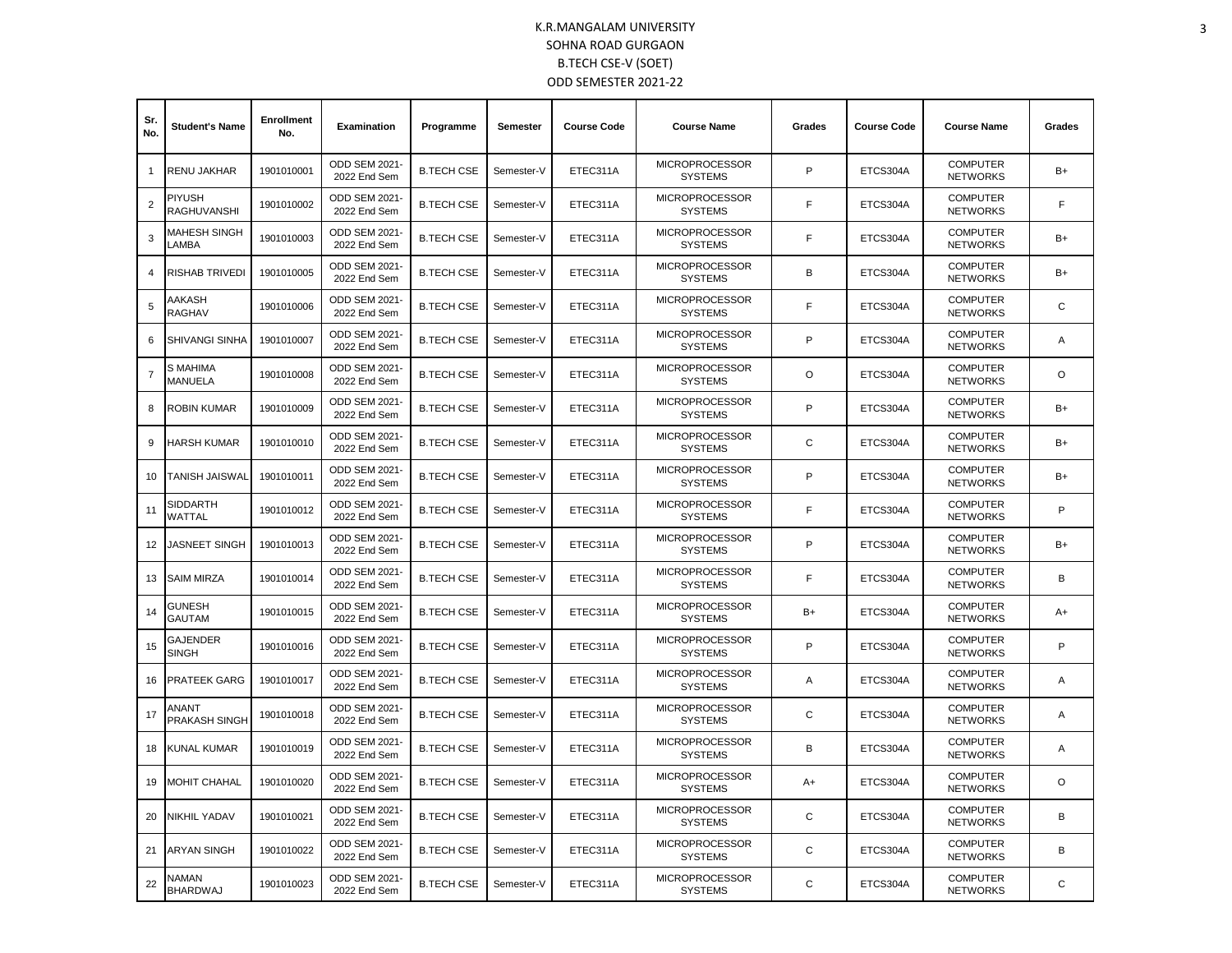# K.R.MANGALAM UNIVERSITY

## SOHNA ROAD GURGAON

## B.TECH CSE-V (SOET)

## ODD SEMESTER 2021-22

| Sr. No. | Student's Name | Enrollment No. | Examination | Programme | Semester | Course Code | Course Name | Grades | Course Code | Course Name | Grades |
|---|---|---|---|---|---|---|---|---|---|---|---|
| 1 | RENU JAKHAR | 1901010001 | ODD SEM 2021-2022 End Sem | B.TECH CSE | Semester-V | ETEC311A | MICROPROCESSOR SYSTEMS | P | ETCS304A | COMPUTER NETWORKS | B+ |
| 2 | PIYUSH RAGHUVANSHI | 1901010002 | ODD SEM 2021-2022 End Sem | B.TECH CSE | Semester-V | ETEC311A | MICROPROCESSOR SYSTEMS | F | ETCS304A | COMPUTER NETWORKS | F |
| 3 | MAHESH SINGH LAMBA | 1901010003 | ODD SEM 2021-2022 End Sem | B.TECH CSE | Semester-V | ETEC311A | MICROPROCESSOR SYSTEMS | F | ETCS304A | COMPUTER NETWORKS | B+ |
| 4 | RISHAB TRIVEDI | 1901010005 | ODD SEM 2021-2022 End Sem | B.TECH CSE | Semester-V | ETEC311A | MICROPROCESSOR SYSTEMS | B | ETCS304A | COMPUTER NETWORKS | B+ |
| 5 | AAKASH RAGHAV | 1901010006 | ODD SEM 2021-2022 End Sem | B.TECH CSE | Semester-V | ETEC311A | MICROPROCESSOR SYSTEMS | F | ETCS304A | COMPUTER NETWORKS | C |
| 6 | SHIVANGI SINHA | 1901010007 | ODD SEM 2021-2022 End Sem | B.TECH CSE | Semester-V | ETEC311A | MICROPROCESSOR SYSTEMS | P | ETCS304A | COMPUTER NETWORKS | A |
| 7 | S MAHIMA MANUELA | 1901010008 | ODD SEM 2021-2022 End Sem | B.TECH CSE | Semester-V | ETEC311A | MICROPROCESSOR SYSTEMS | O | ETCS304A | COMPUTER NETWORKS | O |
| 8 | ROBIN KUMAR | 1901010009 | ODD SEM 2021-2022 End Sem | B.TECH CSE | Semester-V | ETEC311A | MICROPROCESSOR SYSTEMS | P | ETCS304A | COMPUTER NETWORKS | B+ |
| 9 | HARSH KUMAR | 1901010010 | ODD SEM 2021-2022 End Sem | B.TECH CSE | Semester-V | ETEC311A | MICROPROCESSOR SYSTEMS | C | ETCS304A | COMPUTER NETWORKS | B+ |
| 10 | TANISH JAISWAL | 1901010011 | ODD SEM 2021-2022 End Sem | B.TECH CSE | Semester-V | ETEC311A | MICROPROCESSOR SYSTEMS | P | ETCS304A | COMPUTER NETWORKS | B+ |
| 11 | SIDDARTH WATTAL | 1901010012 | ODD SEM 2021-2022 End Sem | B.TECH CSE | Semester-V | ETEC311A | MICROPROCESSOR SYSTEMS | F | ETCS304A | COMPUTER NETWORKS | P |
| 12 | JASNEET SINGH | 1901010013 | ODD SEM 2021-2022 End Sem | B.TECH CSE | Semester-V | ETEC311A | MICROPROCESSOR SYSTEMS | P | ETCS304A | COMPUTER NETWORKS | B+ |
| 13 | SAIM MIRZA | 1901010014 | ODD SEM 2021-2022 End Sem | B.TECH CSE | Semester-V | ETEC311A | MICROPROCESSOR SYSTEMS | F | ETCS304A | COMPUTER NETWORKS | B |
| 14 | GUNESH GAUTAM | 1901010015 | ODD SEM 2021-2022 End Sem | B.TECH CSE | Semester-V | ETEC311A | MICROPROCESSOR SYSTEMS | B+ | ETCS304A | COMPUTER NETWORKS | A+ |
| 15 | GAJENDER SINGH | 1901010016 | ODD SEM 2021-2022 End Sem | B.TECH CSE | Semester-V | ETEC311A | MICROPROCESSOR SYSTEMS | P | ETCS304A | COMPUTER NETWORKS | P |
| 16 | PRATEEK GARG | 1901010017 | ODD SEM 2021-2022 End Sem | B.TECH CSE | Semester-V | ETEC311A | MICROPROCESSOR SYSTEMS | A | ETCS304A | COMPUTER NETWORKS | A |
| 17 | ANANT PRAKASH SINGH | 1901010018 | ODD SEM 2021-2022 End Sem | B.TECH CSE | Semester-V | ETEC311A | MICROPROCESSOR SYSTEMS | C | ETCS304A | COMPUTER NETWORKS | A |
| 18 | KUNAL KUMAR | 1901010019 | ODD SEM 2021-2022 End Sem | B.TECH CSE | Semester-V | ETEC311A | MICROPROCESSOR SYSTEMS | B | ETCS304A | COMPUTER NETWORKS | A |
| 19 | MOHIT CHAHAL | 1901010020 | ODD SEM 2021-2022 End Sem | B.TECH CSE | Semester-V | ETEC311A | MICROPROCESSOR SYSTEMS | A+ | ETCS304A | COMPUTER NETWORKS | O |
| 20 | NIKHIL YADAV | 1901010021 | ODD SEM 2021-2022 End Sem | B.TECH CSE | Semester-V | ETEC311A | MICROPROCESSOR SYSTEMS | C | ETCS304A | COMPUTER NETWORKS | B |
| 21 | ARYAN SINGH | 1901010022 | ODD SEM 2021-2022 End Sem | B.TECH CSE | Semester-V | ETEC311A | MICROPROCESSOR SYSTEMS | C | ETCS304A | COMPUTER NETWORKS | B |
| 22 | NAMAN BHARDWAJ | 1901010023 | ODD SEM 2021-2022 End Sem | B.TECH CSE | Semester-V | ETEC311A | MICROPROCESSOR SYSTEMS | C | ETCS304A | COMPUTER NETWORKS | C |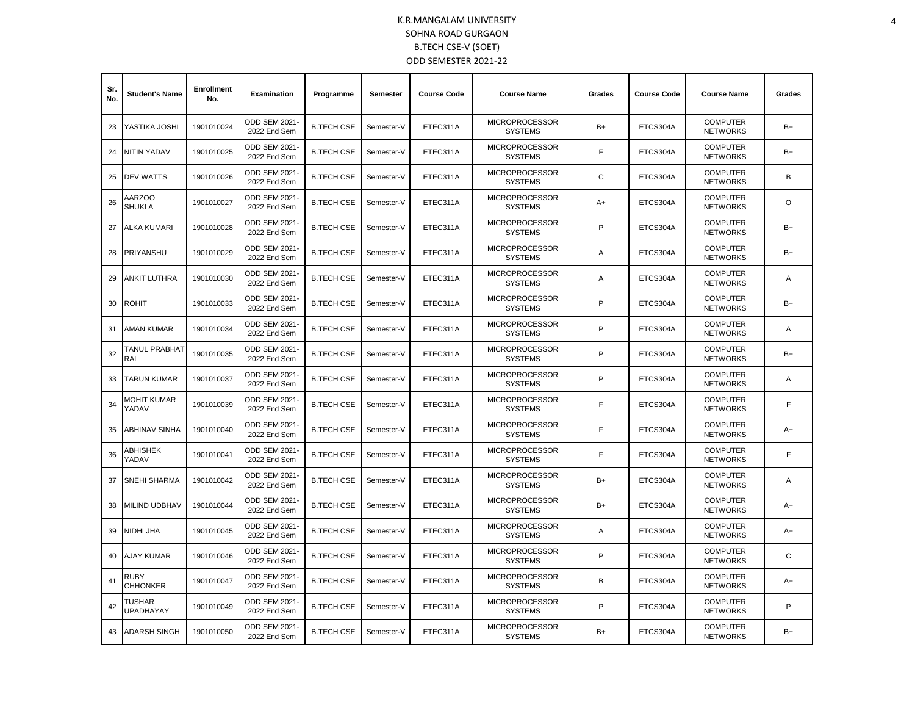K.R.MANGALAM UNIVERSITY
SOHNA ROAD GURGAON
B.TECH CSE-V (SOET)
ODD SEMESTER 2021-22

| Sr. No. | Student's Name | Enrollment No. | Examination | Programme | Semester | Course Code | Course Name | Grades | Course Code | Course Name | Grades |
|---|---|---|---|---|---|---|---|---|---|---|---|
| 23 | YASTIKA JOSHI | 1901010024 | ODD SEM 2021-2022 End Sem | B.TECH CSE | Semester-V | ETEC311A | MICROPROCESSOR SYSTEMS | B+ | ETCS304A | COMPUTER NETWORKS | B+ |
| 24 | NITIN YADAV | 1901010025 | ODD SEM 2021-2022 End Sem | B.TECH CSE | Semester-V | ETEC311A | MICROPROCESSOR SYSTEMS | F | ETCS304A | COMPUTER NETWORKS | B+ |
| 25 | DEV WATTS | 1901010026 | ODD SEM 2021-2022 End Sem | B.TECH CSE | Semester-V | ETEC311A | MICROPROCESSOR SYSTEMS | C | ETCS304A | COMPUTER NETWORKS | B |
| 26 | AARZOO SHUKLA | 1901010027 | ODD SEM 2021-2022 End Sem | B.TECH CSE | Semester-V | ETEC311A | MICROPROCESSOR SYSTEMS | A+ | ETCS304A | COMPUTER NETWORKS | O |
| 27 | ALKA KUMARI | 1901010028 | ODD SEM 2021-2022 End Sem | B.TECH CSE | Semester-V | ETEC311A | MICROPROCESSOR SYSTEMS | P | ETCS304A | COMPUTER NETWORKS | B+ |
| 28 | PRIYANSHU | 1901010029 | ODD SEM 2021-2022 End Sem | B.TECH CSE | Semester-V | ETEC311A | MICROPROCESSOR SYSTEMS | A | ETCS304A | COMPUTER NETWORKS | B+ |
| 29 | ANKIT LUTHRA | 1901010030 | ODD SEM 2021-2022 End Sem | B.TECH CSE | Semester-V | ETEC311A | MICROPROCESSOR SYSTEMS | A | ETCS304A | COMPUTER NETWORKS | A |
| 30 | ROHIT | 1901010033 | ODD SEM 2021-2022 End Sem | B.TECH CSE | Semester-V | ETEC311A | MICROPROCESSOR SYSTEMS | P | ETCS304A | COMPUTER NETWORKS | B+ |
| 31 | AMAN KUMAR | 1901010034 | ODD SEM 2021-2022 End Sem | B.TECH CSE | Semester-V | ETEC311A | MICROPROCESSOR SYSTEMS | P | ETCS304A | COMPUTER NETWORKS | A |
| 32 | TANUL PRABHAT RAI | 1901010035 | ODD SEM 2021-2022 End Sem | B.TECH CSE | Semester-V | ETEC311A | MICROPROCESSOR SYSTEMS | P | ETCS304A | COMPUTER NETWORKS | B+ |
| 33 | TARUN KUMAR | 1901010037 | ODD SEM 2021-2022 End Sem | B.TECH CSE | Semester-V | ETEC311A | MICROPROCESSOR SYSTEMS | P | ETCS304A | COMPUTER NETWORKS | A |
| 34 | MOHIT KUMAR YADAV | 1901010039 | ODD SEM 2021-2022 End Sem | B.TECH CSE | Semester-V | ETEC311A | MICROPROCESSOR SYSTEMS | F | ETCS304A | COMPUTER NETWORKS | F |
| 35 | ABHINAV SINHA | 1901010040 | ODD SEM 2021-2022 End Sem | B.TECH CSE | Semester-V | ETEC311A | MICROPROCESSOR SYSTEMS | F | ETCS304A | COMPUTER NETWORKS | A+ |
| 36 | ABHISHEK YADAV | 1901010041 | ODD SEM 2021-2022 End Sem | B.TECH CSE | Semester-V | ETEC311A | MICROPROCESSOR SYSTEMS | F | ETCS304A | COMPUTER NETWORKS | F |
| 37 | SNEHI SHARMA | 1901010042 | ODD SEM 2021-2022 End Sem | B.TECH CSE | Semester-V | ETEC311A | MICROPROCESSOR SYSTEMS | B+ | ETCS304A | COMPUTER NETWORKS | A |
| 38 | MILIND UDBHAV | 1901010044 | ODD SEM 2021-2022 End Sem | B.TECH CSE | Semester-V | ETEC311A | MICROPROCESSOR SYSTEMS | B+ | ETCS304A | COMPUTER NETWORKS | A+ |
| 39 | NIDHI JHA | 1901010045 | ODD SEM 2021-2022 End Sem | B.TECH CSE | Semester-V | ETEC311A | MICROPROCESSOR SYSTEMS | A | ETCS304A | COMPUTER NETWORKS | A+ |
| 40 | AJAY KUMAR | 1901010046 | ODD SEM 2021-2022 End Sem | B.TECH CSE | Semester-V | ETEC311A | MICROPROCESSOR SYSTEMS | P | ETCS304A | COMPUTER NETWORKS | C |
| 41 | RUBY CHHONKER | 1901010047 | ODD SEM 2021-2022 End Sem | B.TECH CSE | Semester-V | ETEC311A | MICROPROCESSOR SYSTEMS | B | ETCS304A | COMPUTER NETWORKS | A+ |
| 42 | TUSHAR UPADHAYAY | 1901010049 | ODD SEM 2021-2022 End Sem | B.TECH CSE | Semester-V | ETEC311A | MICROPROCESSOR SYSTEMS | P | ETCS304A | COMPUTER NETWORKS | P |
| 43 | ADARSH SINGH | 1901010050 | ODD SEM 2021-2022 End Sem | B.TECH CSE | Semester-V | ETEC311A | MICROPROCESSOR SYSTEMS | B+ | ETCS304A | COMPUTER NETWORKS | B+ |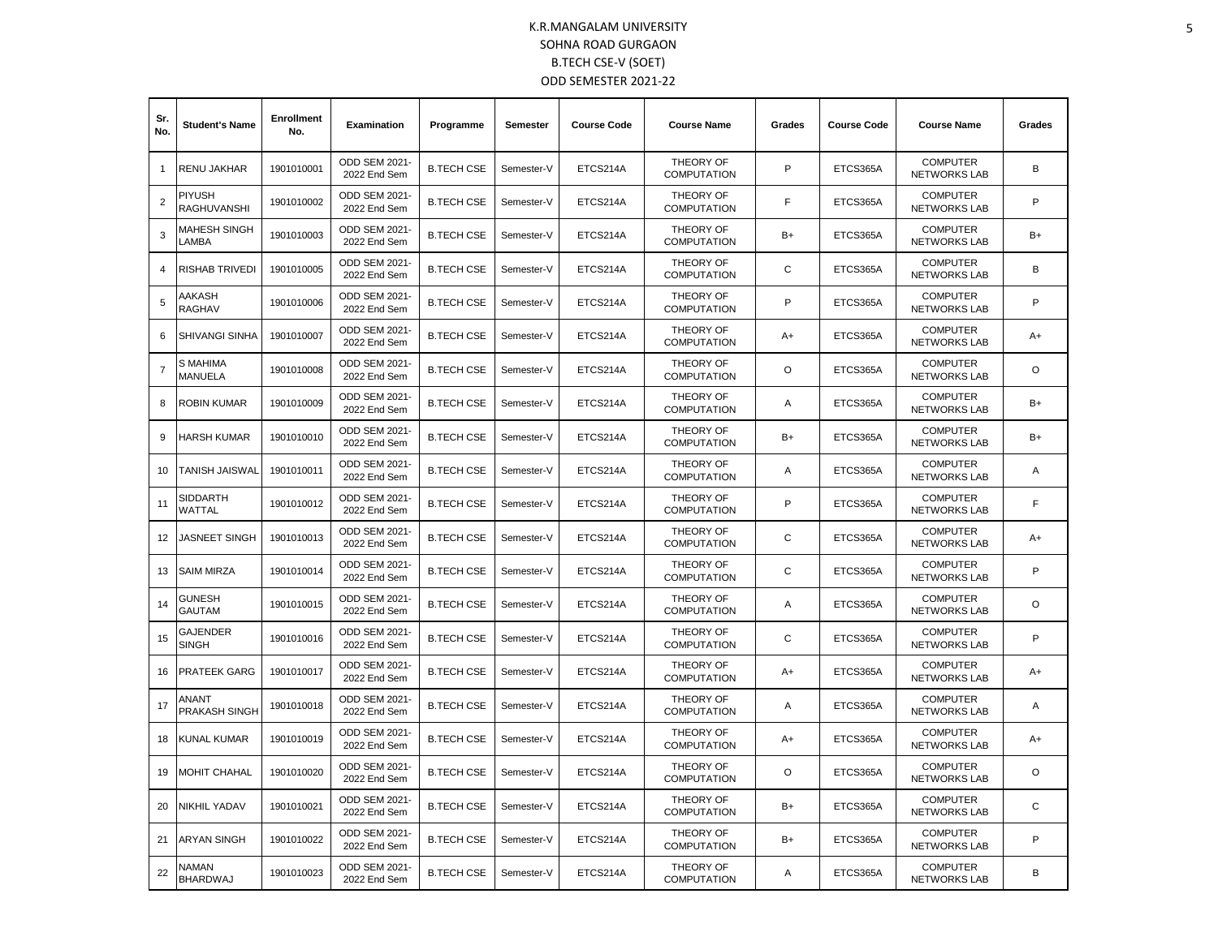# K.R.MANGALAM UNIVERSITY
## SOHNA ROAD GURGAON
## B.TECH CSE-V (SOET)
## ODD SEMESTER 2021-22

| Sr. No. | Student's Name | Enrollment No. | Examination | Programme | Semester | Course Code | Course Name | Grades | Course Code | Course Name | Grades |
|---|---|---|---|---|---|---|---|---|---|---|---|
| 1 | RENU JAKHAR | 1901010001 | ODD SEM 2021-2022 End Sem | B.TECH CSE | Semester-V | ETCS214A | THEORY OF COMPUTATION | P | ETCS365A | COMPUTER NETWORKS LAB | B |
| 2 | PIYUSH RAGHUVANSHI | 1901010002 | ODD SEM 2021-2022 End Sem | B.TECH CSE | Semester-V | ETCS214A | THEORY OF COMPUTATION | F | ETCS365A | COMPUTER NETWORKS LAB | P |
| 3 | MAHESH SINGH LAMBA | 1901010003 | ODD SEM 2021-2022 End Sem | B.TECH CSE | Semester-V | ETCS214A | THEORY OF COMPUTATION | B+ | ETCS365A | COMPUTER NETWORKS LAB | B+ |
| 4 | RISHAB TRIVEDI | 1901010005 | ODD SEM 2021-2022 End Sem | B.TECH CSE | Semester-V | ETCS214A | THEORY OF COMPUTATION | C | ETCS365A | COMPUTER NETWORKS LAB | B |
| 5 | AAKASH RAGHAV | 1901010006 | ODD SEM 2021-2022 End Sem | B.TECH CSE | Semester-V | ETCS214A | THEORY OF COMPUTATION | P | ETCS365A | COMPUTER NETWORKS LAB | P |
| 6 | SHIVANGI SINHA | 1901010007 | ODD SEM 2021-2022 End Sem | B.TECH CSE | Semester-V | ETCS214A | THEORY OF COMPUTATION | A+ | ETCS365A | COMPUTER NETWORKS LAB | A+ |
| 7 | S MAHIMA MANUELA | 1901010008 | ODD SEM 2021-2022 End Sem | B.TECH CSE | Semester-V | ETCS214A | THEORY OF COMPUTATION | O | ETCS365A | COMPUTER NETWORKS LAB | O |
| 8 | ROBIN KUMAR | 1901010009 | ODD SEM 2021-2022 End Sem | B.TECH CSE | Semester-V | ETCS214A | THEORY OF COMPUTATION | A | ETCS365A | COMPUTER NETWORKS LAB | B+ |
| 9 | HARSH KUMAR | 1901010010 | ODD SEM 2021-2022 End Sem | B.TECH CSE | Semester-V | ETCS214A | THEORY OF COMPUTATION | B+ | ETCS365A | COMPUTER NETWORKS LAB | B+ |
| 10 | TANISH JAISWAL | 1901010011 | ODD SEM 2021-2022 End Sem | B.TECH CSE | Semester-V | ETCS214A | THEORY OF COMPUTATION | A | ETCS365A | COMPUTER NETWORKS LAB | A |
| 11 | SIDDARTH WATTAL | 1901010012 | ODD SEM 2021-2022 End Sem | B.TECH CSE | Semester-V | ETCS214A | THEORY OF COMPUTATION | P | ETCS365A | COMPUTER NETWORKS LAB | F |
| 12 | JASNEET SINGH | 1901010013 | ODD SEM 2021-2022 End Sem | B.TECH CSE | Semester-V | ETCS214A | THEORY OF COMPUTATION | C | ETCS365A | COMPUTER NETWORKS LAB | A+ |
| 13 | SAIM MIRZA | 1901010014 | ODD SEM 2021-2022 End Sem | B.TECH CSE | Semester-V | ETCS214A | THEORY OF COMPUTATION | C | ETCS365A | COMPUTER NETWORKS LAB | P |
| 14 | GUNESH GAUTAM | 1901010015 | ODD SEM 2021-2022 End Sem | B.TECH CSE | Semester-V | ETCS214A | THEORY OF COMPUTATION | A | ETCS365A | COMPUTER NETWORKS LAB | O |
| 15 | GAJENDER SINGH | 1901010016 | ODD SEM 2021-2022 End Sem | B.TECH CSE | Semester-V | ETCS214A | THEORY OF COMPUTATION | C | ETCS365A | COMPUTER NETWORKS LAB | P |
| 16 | PRATEEK GARG | 1901010017 | ODD SEM 2021-2022 End Sem | B.TECH CSE | Semester-V | ETCS214A | THEORY OF COMPUTATION | A+ | ETCS365A | COMPUTER NETWORKS LAB | A+ |
| 17 | ANANT PRAKASH SINGH | 1901010018 | ODD SEM 2021-2022 End Sem | B.TECH CSE | Semester-V | ETCS214A | THEORY OF COMPUTATION | A | ETCS365A | COMPUTER NETWORKS LAB | A |
| 18 | KUNAL KUMAR | 1901010019 | ODD SEM 2021-2022 End Sem | B.TECH CSE | Semester-V | ETCS214A | THEORY OF COMPUTATION | A+ | ETCS365A | COMPUTER NETWORKS LAB | A+ |
| 19 | MOHIT CHAHAL | 1901010020 | ODD SEM 2021-2022 End Sem | B.TECH CSE | Semester-V | ETCS214A | THEORY OF COMPUTATION | O | ETCS365A | COMPUTER NETWORKS LAB | O |
| 20 | NIKHIL YADAV | 1901010021 | ODD SEM 2021-2022 End Sem | B.TECH CSE | Semester-V | ETCS214A | THEORY OF COMPUTATION | B+ | ETCS365A | COMPUTER NETWORKS LAB | C |
| 21 | ARYAN SINGH | 1901010022 | ODD SEM 2021-2022 End Sem | B.TECH CSE | Semester-V | ETCS214A | THEORY OF COMPUTATION | B+ | ETCS365A | COMPUTER NETWORKS LAB | P |
| 22 | NAMAN BHARDWAJ | 1901010023 | ODD SEM 2021-2022 End Sem | B.TECH CSE | Semester-V | ETCS214A | THEORY OF COMPUTATION | A | ETCS365A | COMPUTER NETWORKS LAB | B |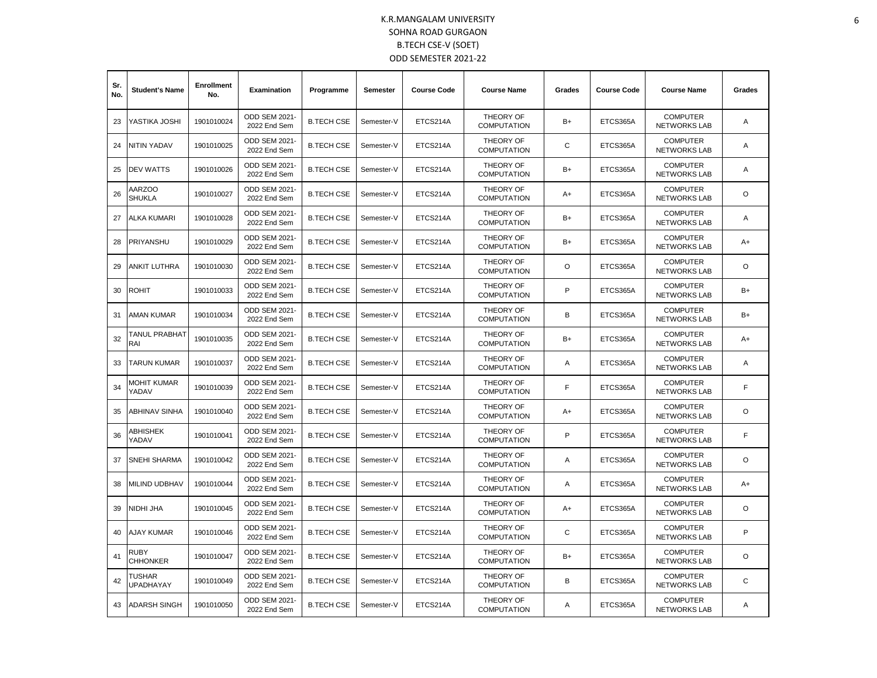# K.R.MANGALAM UNIVERSITY
## SOHNA ROAD GURGAON
## B.TECH CSE-V (SOET)
## ODD SEMESTER 2021-22

| Sr. No. | Student's Name | Enrollment No. | Examination | Programme | Semester | Course Code | Course Name | Grades | Course Code | Course Name | Grades |
|---|---|---|---|---|---|---|---|---|---|---|---|
| 23 | YASTIKA JOSHI | 1901010024 | ODD SEM 2021-2022 End Sem | B.TECH CSE | Semester-V | ETCS214A | THEORY OF COMPUTATION | B+ | ETCS365A | COMPUTER NETWORKS LAB | A |
| 24 | NITIN YADAV | 1901010025 | ODD SEM 2021-2022 End Sem | B.TECH CSE | Semester-V | ETCS214A | THEORY OF COMPUTATION | C | ETCS365A | COMPUTER NETWORKS LAB | A |
| 25 | DEV WATTS | 1901010026 | ODD SEM 2021-2022 End Sem | B.TECH CSE | Semester-V | ETCS214A | THEORY OF COMPUTATION | B+ | ETCS365A | COMPUTER NETWORKS LAB | A |
| 26 | AARZOO SHUKLA | 1901010027 | ODD SEM 2021-2022 End Sem | B.TECH CSE | Semester-V | ETCS214A | THEORY OF COMPUTATION | A+ | ETCS365A | COMPUTER NETWORKS LAB | O |
| 27 | ALKA KUMARI | 1901010028 | ODD SEM 2021-2022 End Sem | B.TECH CSE | Semester-V | ETCS214A | THEORY OF COMPUTATION | B+ | ETCS365A | COMPUTER NETWORKS LAB | A |
| 28 | PRIYANSHU | 1901010029 | ODD SEM 2021-2022 End Sem | B.TECH CSE | Semester-V | ETCS214A | THEORY OF COMPUTATION | B+ | ETCS365A | COMPUTER NETWORKS LAB | A+ |
| 29 | ANKIT LUTHRA | 1901010030 | ODD SEM 2021-2022 End Sem | B.TECH CSE | Semester-V | ETCS214A | THEORY OF COMPUTATION | O | ETCS365A | COMPUTER NETWORKS LAB | O |
| 30 | ROHIT | 1901010033 | ODD SEM 2021-2022 End Sem | B.TECH CSE | Semester-V | ETCS214A | THEORY OF COMPUTATION | P | ETCS365A | COMPUTER NETWORKS LAB | B+ |
| 31 | AMAN KUMAR | 1901010034 | ODD SEM 2021-2022 End Sem | B.TECH CSE | Semester-V | ETCS214A | THEORY OF COMPUTATION | B | ETCS365A | COMPUTER NETWORKS LAB | B+ |
| 32 | TANUL PRABHAT RAI | 1901010035 | ODD SEM 2021-2022 End Sem | B.TECH CSE | Semester-V | ETCS214A | THEORY OF COMPUTATION | B+ | ETCS365A | COMPUTER NETWORKS LAB | A+ |
| 33 | TARUN KUMAR | 1901010037 | ODD SEM 2021-2022 End Sem | B.TECH CSE | Semester-V | ETCS214A | THEORY OF COMPUTATION | A | ETCS365A | COMPUTER NETWORKS LAB | A |
| 34 | MOHIT KUMAR YADAV | 1901010039 | ODD SEM 2021-2022 End Sem | B.TECH CSE | Semester-V | ETCS214A | THEORY OF COMPUTATION | F | ETCS365A | COMPUTER NETWORKS LAB | F |
| 35 | ABHINAV SINHA | 1901010040 | ODD SEM 2021-2022 End Sem | B.TECH CSE | Semester-V | ETCS214A | THEORY OF COMPUTATION | A+ | ETCS365A | COMPUTER NETWORKS LAB | O |
| 36 | ABHISHEK YADAV | 1901010041 | ODD SEM 2021-2022 End Sem | B.TECH CSE | Semester-V | ETCS214A | THEORY OF COMPUTATION | P | ETCS365A | COMPUTER NETWORKS LAB | F |
| 37 | SNEHI SHARMA | 1901010042 | ODD SEM 2021-2022 End Sem | B.TECH CSE | Semester-V | ETCS214A | THEORY OF COMPUTATION | A | ETCS365A | COMPUTER NETWORKS LAB | O |
| 38 | MILIND UDBHAV | 1901010044 | ODD SEM 2021-2022 End Sem | B.TECH CSE | Semester-V | ETCS214A | THEORY OF COMPUTATION | A | ETCS365A | COMPUTER NETWORKS LAB | A+ |
| 39 | NIDHI JHA | 1901010045 | ODD SEM 2021-2022 End Sem | B.TECH CSE | Semester-V | ETCS214A | THEORY OF COMPUTATION | A+ | ETCS365A | COMPUTER NETWORKS LAB | O |
| 40 | AJAY KUMAR | 1901010046 | ODD SEM 2021-2022 End Sem | B.TECH CSE | Semester-V | ETCS214A | THEORY OF COMPUTATION | C | ETCS365A | COMPUTER NETWORKS LAB | P |
| 41 | RUBY CHHONKER | 1901010047 | ODD SEM 2021-2022 End Sem | B.TECH CSE | Semester-V | ETCS214A | THEORY OF COMPUTATION | B+ | ETCS365A | COMPUTER NETWORKS LAB | O |
| 42 | TUSHAR UPADHAYAY | 1901010049 | ODD SEM 2021-2022 End Sem | B.TECH CSE | Semester-V | ETCS214A | THEORY OF COMPUTATION | B | ETCS365A | COMPUTER NETWORKS LAB | C |
| 43 | ADARSH SINGH | 1901010050 | ODD SEM 2021-2022 End Sem | B.TECH CSE | Semester-V | ETCS214A | THEORY OF COMPUTATION | A | ETCS365A | COMPUTER NETWORKS LAB | A |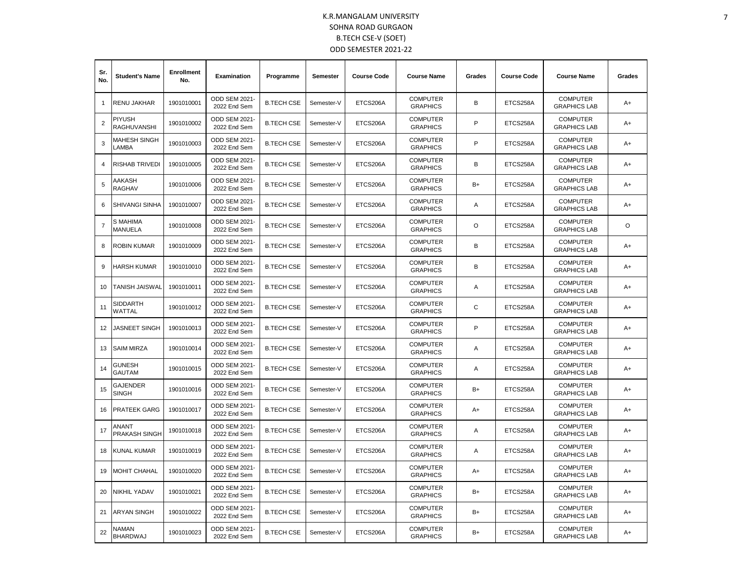# K.R.MANGALAM UNIVERSITY
## SOHNA ROAD GURGAON
## B.TECH CSE-V (SOET)
## ODD SEMESTER 2021-22

| Sr. No. | Student's Name | Enrollment No. | Examination | Programme | Semester | Course Code | Course Name | Grades | Course Code | Course Name | Grades |
|---|---|---|---|---|---|---|---|---|---|---|---|
| 1 | RENU JAKHAR | 1901010001 | ODD SEM 2021-2022 End Sem | B.TECH CSE | Semester-V | ETCS206A | COMPUTER GRAPHICS | B | ETCS258A | COMPUTER GRAPHICS LAB | A+ |
| 2 | PIYUSH RAGHUVANSHI | 1901010002 | ODD SEM 2021-2022 End Sem | B.TECH CSE | Semester-V | ETCS206A | COMPUTER GRAPHICS | P | ETCS258A | COMPUTER GRAPHICS LAB | A+ |
| 3 | MAHESH SINGH LAMBA | 1901010003 | ODD SEM 2021-2022 End Sem | B.TECH CSE | Semester-V | ETCS206A | COMPUTER GRAPHICS | P | ETCS258A | COMPUTER GRAPHICS LAB | A+ |
| 4 | RISHAB TRIVEDI | 1901010005 | ODD SEM 2021-2022 End Sem | B.TECH CSE | Semester-V | ETCS206A | COMPUTER GRAPHICS | B | ETCS258A | COMPUTER GRAPHICS LAB | A+ |
| 5 | AAKASH RAGHAV | 1901010006 | ODD SEM 2021-2022 End Sem | B.TECH CSE | Semester-V | ETCS206A | COMPUTER GRAPHICS | B+ | ETCS258A | COMPUTER GRAPHICS LAB | A+ |
| 6 | SHIVANGI SINHA | 1901010007 | ODD SEM 2021-2022 End Sem | B.TECH CSE | Semester-V | ETCS206A | COMPUTER GRAPHICS | A | ETCS258A | COMPUTER GRAPHICS LAB | A+ |
| 7 | S MAHIMA MANUELA | 1901010008 | ODD SEM 2021-2022 End Sem | B.TECH CSE | Semester-V | ETCS206A | COMPUTER GRAPHICS | O | ETCS258A | COMPUTER GRAPHICS LAB | O |
| 8 | ROBIN KUMAR | 1901010009 | ODD SEM 2021-2022 End Sem | B.TECH CSE | Semester-V | ETCS206A | COMPUTER GRAPHICS | B | ETCS258A | COMPUTER GRAPHICS LAB | A+ |
| 9 | HARSH KUMAR | 1901010010 | ODD SEM 2021-2022 End Sem | B.TECH CSE | Semester-V | ETCS206A | COMPUTER GRAPHICS | B | ETCS258A | COMPUTER GRAPHICS LAB | A+ |
| 10 | TANISH JAISWAL | 1901010011 | ODD SEM 2021-2022 End Sem | B.TECH CSE | Semester-V | ETCS206A | COMPUTER GRAPHICS | A | ETCS258A | COMPUTER GRAPHICS LAB | A+ |
| 11 | SIDDARTH WATTAL | 1901010012 | ODD SEM 2021-2022 End Sem | B.TECH CSE | Semester-V | ETCS206A | COMPUTER GRAPHICS | C | ETCS258A | COMPUTER GRAPHICS LAB | A+ |
| 12 | JASNEET SINGH | 1901010013 | ODD SEM 2021-2022 End Sem | B.TECH CSE | Semester-V | ETCS206A | COMPUTER GRAPHICS | P | ETCS258A | COMPUTER GRAPHICS LAB | A+ |
| 13 | SAIM MIRZA | 1901010014 | ODD SEM 2021-2022 End Sem | B.TECH CSE | Semester-V | ETCS206A | COMPUTER GRAPHICS | A | ETCS258A | COMPUTER GRAPHICS LAB | A+ |
| 14 | GUNESH GAUTAM | 1901010015 | ODD SEM 2021-2022 End Sem | B.TECH CSE | Semester-V | ETCS206A | COMPUTER GRAPHICS | A | ETCS258A | COMPUTER GRAPHICS LAB | A+ |
| 15 | GAJENDER SINGH | 1901010016 | ODD SEM 2021-2022 End Sem | B.TECH CSE | Semester-V | ETCS206A | COMPUTER GRAPHICS | B+ | ETCS258A | COMPUTER GRAPHICS LAB | A+ |
| 16 | PRATEEK GARG | 1901010017 | ODD SEM 2021-2022 End Sem | B.TECH CSE | Semester-V | ETCS206A | COMPUTER GRAPHICS | A+ | ETCS258A | COMPUTER GRAPHICS LAB | A+ |
| 17 | ANANT PRAKASH SINGH | 1901010018 | ODD SEM 2021-2022 End Sem | B.TECH CSE | Semester-V | ETCS206A | COMPUTER GRAPHICS | A | ETCS258A | COMPUTER GRAPHICS LAB | A+ |
| 18 | KUNAL KUMAR | 1901010019 | ODD SEM 2021-2022 End Sem | B.TECH CSE | Semester-V | ETCS206A | COMPUTER GRAPHICS | A | ETCS258A | COMPUTER GRAPHICS LAB | A+ |
| 19 | MOHIT CHAHAL | 1901010020 | ODD SEM 2021-2022 End Sem | B.TECH CSE | Semester-V | ETCS206A | COMPUTER GRAPHICS | A+ | ETCS258A | COMPUTER GRAPHICS LAB | A+ |
| 20 | NIKHIL YADAV | 1901010021 | ODD SEM 2021-2022 End Sem | B.TECH CSE | Semester-V | ETCS206A | COMPUTER GRAPHICS | B+ | ETCS258A | COMPUTER GRAPHICS LAB | A+ |
| 21 | ARYAN SINGH | 1901010022 | ODD SEM 2021-2022 End Sem | B.TECH CSE | Semester-V | ETCS206A | COMPUTER GRAPHICS | B+ | ETCS258A | COMPUTER GRAPHICS LAB | A+ |
| 22 | NAMAN BHARDWAJ | 1901010023 | ODD SEM 2021-2022 End Sem | B.TECH CSE | Semester-V | ETCS206A | COMPUTER GRAPHICS | B+ | ETCS258A | COMPUTER GRAPHICS LAB | A+ |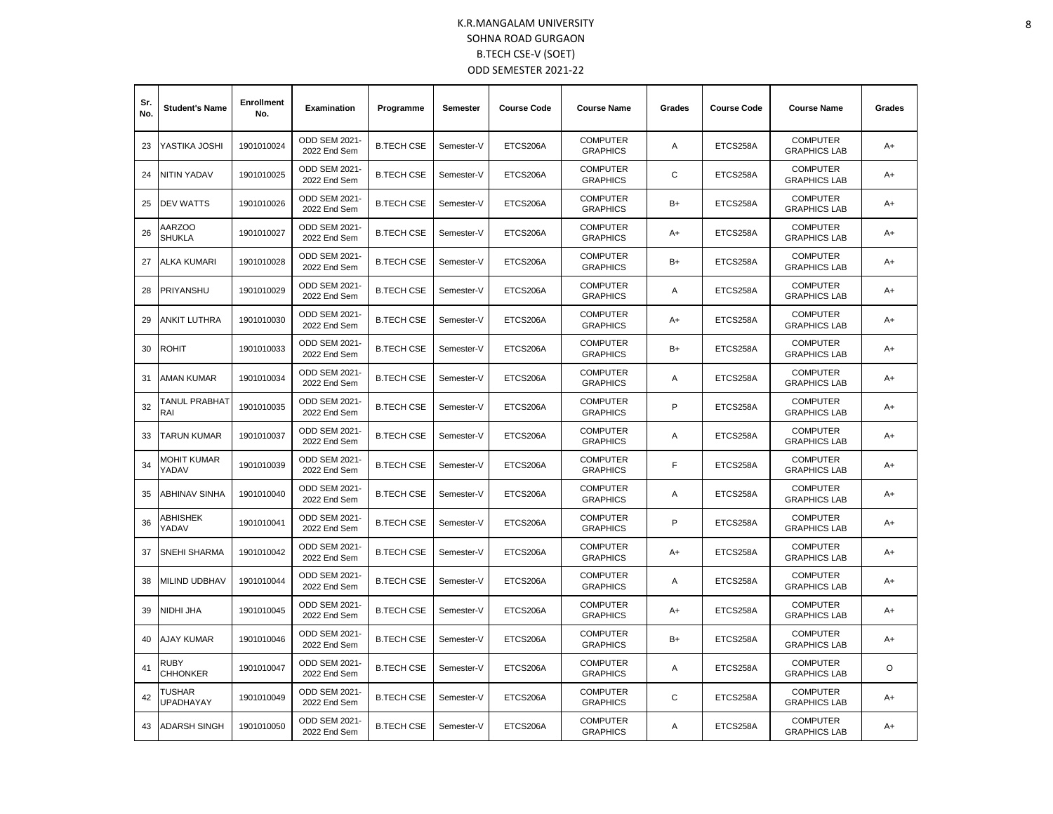# K.R.MANGALAM UNIVERSITY

## SOHNA ROAD GURGAON

## B.TECH CSE-V (SOET)

## ODD SEMESTER 2021-22

| Sr. No. | Student's Name | Enrollment No. | Examination | Programme | Semester | Course Code | Course Name | Grades | Course Code | Course Name | Grades |
|---|---|---|---|---|---|---|---|---|---|---|---|
| 23 | YASTIKA JOSHI | 1901010024 | ODD SEM 2021-2022 End Sem | B.TECH CSE | Semester-V | ETCS206A | COMPUTER GRAPHICS | A | ETCS258A | COMPUTER GRAPHICS LAB | A+ |
| 24 | NITIN YADAV | 1901010025 | ODD SEM 2021-2022 End Sem | B.TECH CSE | Semester-V | ETCS206A | COMPUTER GRAPHICS | C | ETCS258A | COMPUTER GRAPHICS LAB | A+ |
| 25 | DEV WATTS | 1901010026 | ODD SEM 2021-2022 End Sem | B.TECH CSE | Semester-V | ETCS206A | COMPUTER GRAPHICS | B+ | ETCS258A | COMPUTER GRAPHICS LAB | A+ |
| 26 | AARZOO SHUKLA | 1901010027 | ODD SEM 2021-2022 End Sem | B.TECH CSE | Semester-V | ETCS206A | COMPUTER GRAPHICS | A+ | ETCS258A | COMPUTER GRAPHICS LAB | A+ |
| 27 | ALKA KUMARI | 1901010028 | ODD SEM 2021-2022 End Sem | B.TECH CSE | Semester-V | ETCS206A | COMPUTER GRAPHICS | B+ | ETCS258A | COMPUTER GRAPHICS LAB | A+ |
| 28 | PRIYANSHU | 1901010029 | ODD SEM 2021-2022 End Sem | B.TECH CSE | Semester-V | ETCS206A | COMPUTER GRAPHICS | A | ETCS258A | COMPUTER GRAPHICS LAB | A+ |
| 29 | ANKIT LUTHRA | 1901010030 | ODD SEM 2021-2022 End Sem | B.TECH CSE | Semester-V | ETCS206A | COMPUTER GRAPHICS | A+ | ETCS258A | COMPUTER GRAPHICS LAB | A+ |
| 30 | ROHIT | 1901010033 | ODD SEM 2021-2022 End Sem | B.TECH CSE | Semester-V | ETCS206A | COMPUTER GRAPHICS | B+ | ETCS258A | COMPUTER GRAPHICS LAB | A+ |
| 31 | AMAN KUMAR | 1901010034 | ODD SEM 2021-2022 End Sem | B.TECH CSE | Semester-V | ETCS206A | COMPUTER GRAPHICS | A | ETCS258A | COMPUTER GRAPHICS LAB | A+ |
| 32 | TANUL PRABHAT RAI | 1901010035 | ODD SEM 2021-2022 End Sem | B.TECH CSE | Semester-V | ETCS206A | COMPUTER GRAPHICS | P | ETCS258A | COMPUTER GRAPHICS LAB | A+ |
| 33 | TARUN KUMAR | 1901010037 | ODD SEM 2021-2022 End Sem | B.TECH CSE | Semester-V | ETCS206A | COMPUTER GRAPHICS | A | ETCS258A | COMPUTER GRAPHICS LAB | A+ |
| 34 | MOHIT KUMAR YADAV | 1901010039 | ODD SEM 2021-2022 End Sem | B.TECH CSE | Semester-V | ETCS206A | COMPUTER GRAPHICS | F | ETCS258A | COMPUTER GRAPHICS LAB | A+ |
| 35 | ABHINAV SINHA | 1901010040 | ODD SEM 2021-2022 End Sem | B.TECH CSE | Semester-V | ETCS206A | COMPUTER GRAPHICS | A | ETCS258A | COMPUTER GRAPHICS LAB | A+ |
| 36 | ABHISHEK YADAV | 1901010041 | ODD SEM 2021-2022 End Sem | B.TECH CSE | Semester-V | ETCS206A | COMPUTER GRAPHICS | P | ETCS258A | COMPUTER GRAPHICS LAB | A+ |
| 37 | SNEHI SHARMA | 1901010042 | ODD SEM 2021-2022 End Sem | B.TECH CSE | Semester-V | ETCS206A | COMPUTER GRAPHICS | A+ | ETCS258A | COMPUTER GRAPHICS LAB | A+ |
| 38 | MILIND UDBHAV | 1901010044 | ODD SEM 2021-2022 End Sem | B.TECH CSE | Semester-V | ETCS206A | COMPUTER GRAPHICS | A | ETCS258A | COMPUTER GRAPHICS LAB | A+ |
| 39 | NIDHI JHA | 1901010045 | ODD SEM 2021-2022 End Sem | B.TECH CSE | Semester-V | ETCS206A | COMPUTER GRAPHICS | A+ | ETCS258A | COMPUTER GRAPHICS LAB | A+ |
| 40 | AJAY KUMAR | 1901010046 | ODD SEM 2021-2022 End Sem | B.TECH CSE | Semester-V | ETCS206A | COMPUTER GRAPHICS | B+ | ETCS258A | COMPUTER GRAPHICS LAB | A+ |
| 41 | RUBY CHHONKER | 1901010047 | ODD SEM 2021-2022 End Sem | B.TECH CSE | Semester-V | ETCS206A | COMPUTER GRAPHICS | A | ETCS258A | COMPUTER GRAPHICS LAB | O |
| 42 | TUSHAR UPADHAYAY | 1901010049 | ODD SEM 2021-2022 End Sem | B.TECH CSE | Semester-V | ETCS206A | COMPUTER GRAPHICS | C | ETCS258A | COMPUTER GRAPHICS LAB | A+ |
| 43 | ADARSH SINGH | 1901010050 | ODD SEM 2021-2022 End Sem | B.TECH CSE | Semester-V | ETCS206A | COMPUTER GRAPHICS | A | ETCS258A | COMPUTER GRAPHICS LAB | A+ |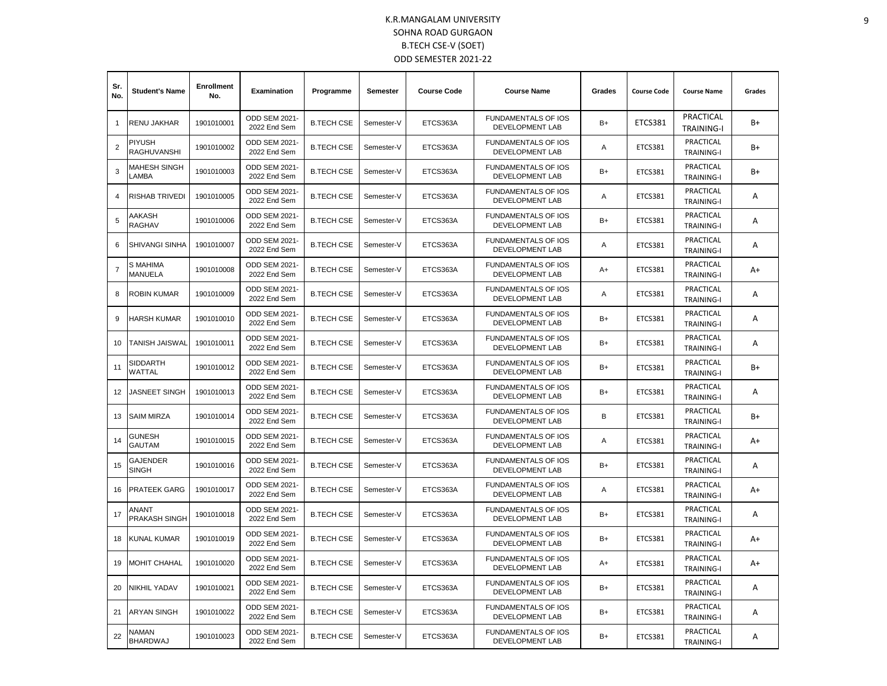# K.R.MANGALAM UNIVERSITY

## SOHNA ROAD GURGAON

## B.TECH CSE-V (SOET)

## ODD SEMESTER 2021-22

| Sr. No. | Student's Name | Enrollment No. | Examination | Programme | Semester | Course Code | Course Name | Grades | Course Code | Course Name | Grades |
|---|---|---|---|---|---|---|---|---|---|---|---|
| 1 | RENU JAKHAR | 1901010001 | ODD SEM 2021-2022 End Sem | B.TECH CSE | Semester-V | ETCS363A | FUNDAMENTALS OF IOS DEVELOPMENT LAB | B+ | ETCS381 | PRACTICAL TRAINING-I | B+ |
| 2 | PIYUSH RAGHUVANSHI | 1901010002 | ODD SEM 2021-2022 End Sem | B.TECH CSE | Semester-V | ETCS363A | FUNDAMENTALS OF IOS DEVELOPMENT LAB | A | ETCS381 | PRACTICAL TRAINING-I | B+ |
| 3 | MAHESH SINGH LAMBA | 1901010003 | ODD SEM 2021-2022 End Sem | B.TECH CSE | Semester-V | ETCS363A | FUNDAMENTALS OF IOS DEVELOPMENT LAB | B+ | ETCS381 | PRACTICAL TRAINING-I | B+ |
| 4 | RISHAB TRIVEDI | 1901010005 | ODD SEM 2021-2022 End Sem | B.TECH CSE | Semester-V | ETCS363A | FUNDAMENTALS OF IOS DEVELOPMENT LAB | A | ETCS381 | PRACTICAL TRAINING-I | A |
| 5 | AAKASH RAGHAV | 1901010006 | ODD SEM 2021-2022 End Sem | B.TECH CSE | Semester-V | ETCS363A | FUNDAMENTALS OF IOS DEVELOPMENT LAB | B+ | ETCS381 | PRACTICAL TRAINING-I | A |
| 6 | SHIVANGI SINHA | 1901010007 | ODD SEM 2021-2022 End Sem | B.TECH CSE | Semester-V | ETCS363A | FUNDAMENTALS OF IOS DEVELOPMENT LAB | A | ETCS381 | PRACTICAL TRAINING-I | A |
| 7 | S MAHIMA MANUELA | 1901010008 | ODD SEM 2021-2022 End Sem | B.TECH CSE | Semester-V | ETCS363A | FUNDAMENTALS OF IOS DEVELOPMENT LAB | A+ | ETCS381 | PRACTICAL TRAINING-I | A+ |
| 8 | ROBIN KUMAR | 1901010009 | ODD SEM 2021-2022 End Sem | B.TECH CSE | Semester-V | ETCS363A | FUNDAMENTALS OF IOS DEVELOPMENT LAB | A | ETCS381 | PRACTICAL TRAINING-I | A |
| 9 | HARSH KUMAR | 1901010010 | ODD SEM 2021-2022 End Sem | B.TECH CSE | Semester-V | ETCS363A | FUNDAMENTALS OF IOS DEVELOPMENT LAB | B+ | ETCS381 | PRACTICAL TRAINING-I | A |
| 10 | TANISH JAISWAL | 1901010011 | ODD SEM 2021-2022 End Sem | B.TECH CSE | Semester-V | ETCS363A | FUNDAMENTALS OF IOS DEVELOPMENT LAB | B+ | ETCS381 | PRACTICAL TRAINING-I | A |
| 11 | SIDDARTH WATTAL | 1901010012 | ODD SEM 2021-2022 End Sem | B.TECH CSE | Semester-V | ETCS363A | FUNDAMENTALS OF IOS DEVELOPMENT LAB | B+ | ETCS381 | PRACTICAL TRAINING-I | B+ |
| 12 | JASNEET SINGH | 1901010013 | ODD SEM 2021-2022 End Sem | B.TECH CSE | Semester-V | ETCS363A | FUNDAMENTALS OF IOS DEVELOPMENT LAB | B+ | ETCS381 | PRACTICAL TRAINING-I | A |
| 13 | SAIM MIRZA | 1901010014 | ODD SEM 2021-2022 End Sem | B.TECH CSE | Semester-V | ETCS363A | FUNDAMENTALS OF IOS DEVELOPMENT LAB | B | ETCS381 | PRACTICAL TRAINING-I | B+ |
| 14 | GUNESH GAUTAM | 1901010015 | ODD SEM 2021-2022 End Sem | B.TECH CSE | Semester-V | ETCS363A | FUNDAMENTALS OF IOS DEVELOPMENT LAB | A | ETCS381 | PRACTICAL TRAINING-I | A+ |
| 15 | GAJENDER SINGH | 1901010016 | ODD SEM 2021-2022 End Sem | B.TECH CSE | Semester-V | ETCS363A | FUNDAMENTALS OF IOS DEVELOPMENT LAB | B+ | ETCS381 | PRACTICAL TRAINING-I | A |
| 16 | PRATEEK GARG | 1901010017 | ODD SEM 2021-2022 End Sem | B.TECH CSE | Semester-V | ETCS363A | FUNDAMENTALS OF IOS DEVELOPMENT LAB | A | ETCS381 | PRACTICAL TRAINING-I | A+ |
| 17 | ANANT PRAKASH SINGH | 1901010018 | ODD SEM 2021-2022 End Sem | B.TECH CSE | Semester-V | ETCS363A | FUNDAMENTALS OF IOS DEVELOPMENT LAB | B+ | ETCS381 | PRACTICAL TRAINING-I | A |
| 18 | KUNAL KUMAR | 1901010019 | ODD SEM 2021-2022 End Sem | B.TECH CSE | Semester-V | ETCS363A | FUNDAMENTALS OF IOS DEVELOPMENT LAB | B+ | ETCS381 | PRACTICAL TRAINING-I | A+ |
| 19 | MOHIT CHAHAL | 1901010020 | ODD SEM 2021-2022 End Sem | B.TECH CSE | Semester-V | ETCS363A | FUNDAMENTALS OF IOS DEVELOPMENT LAB | A+ | ETCS381 | PRACTICAL TRAINING-I | A+ |
| 20 | NIKHIL YADAV | 1901010021 | ODD SEM 2021-2022 End Sem | B.TECH CSE | Semester-V | ETCS363A | FUNDAMENTALS OF IOS DEVELOPMENT LAB | B+ | ETCS381 | PRACTICAL TRAINING-I | A |
| 21 | ARYAN SINGH | 1901010022 | ODD SEM 2021-2022 End Sem | B.TECH CSE | Semester-V | ETCS363A | FUNDAMENTALS OF IOS DEVELOPMENT LAB | B+ | ETCS381 | PRACTICAL TRAINING-I | A |
| 22 | NAMAN BHARDWAJ | 1901010023 | ODD SEM 2021-2022 End Sem | B.TECH CSE | Semester-V | ETCS363A | FUNDAMENTALS OF IOS DEVELOPMENT LAB | B+ | ETCS381 | PRACTICAL TRAINING-I | A |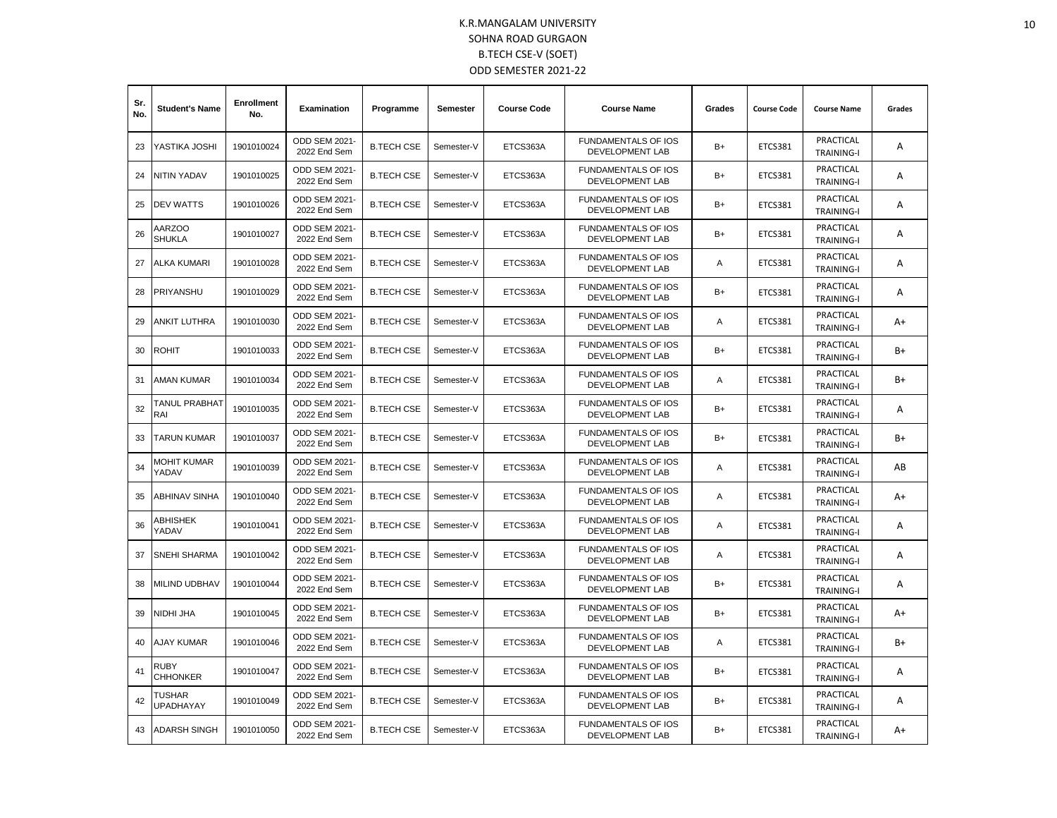K.R.MANGALAM UNIVERSITY
SOHNA ROAD GURGAON
B.TECH CSE-V (SOET)
ODD SEMESTER 2021-22

| Sr. No. | Student's Name | Enrollment No. | Examination | Programme | Semester | Course Code | Course Name | Grades | Course Code | Course Name | Grades |
|---|---|---|---|---|---|---|---|---|---|---|---|
| 23 | YASTIKA JOSHI | 1901010024 | ODD SEM 2021-2022 End Sem | B.TECH CSE | Semester-V | ETCS363A | FUNDAMENTALS OF IOS DEVELOPMENT LAB | B+ | ETCS381 | PRACTICAL TRAINING-I | A |
| 24 | NITIN YADAV | 1901010025 | ODD SEM 2021-2022 End Sem | B.TECH CSE | Semester-V | ETCS363A | FUNDAMENTALS OF IOS DEVELOPMENT LAB | B+ | ETCS381 | PRACTICAL TRAINING-I | A |
| 25 | DEV WATTS | 1901010026 | ODD SEM 2021-2022 End Sem | B.TECH CSE | Semester-V | ETCS363A | FUNDAMENTALS OF IOS DEVELOPMENT LAB | B+ | ETCS381 | PRACTICAL TRAINING-I | A |
| 26 | AARZOO SHUKLA | 1901010027 | ODD SEM 2021-2022 End Sem | B.TECH CSE | Semester-V | ETCS363A | FUNDAMENTALS OF IOS DEVELOPMENT LAB | B+ | ETCS381 | PRACTICAL TRAINING-I | A |
| 27 | ALKA KUMARI | 1901010028 | ODD SEM 2021-2022 End Sem | B.TECH CSE | Semester-V | ETCS363A | FUNDAMENTALS OF IOS DEVELOPMENT LAB | A | ETCS381 | PRACTICAL TRAINING-I | A |
| 28 | PRIYANSHU | 1901010029 | ODD SEM 2021-2022 End Sem | B.TECH CSE | Semester-V | ETCS363A | FUNDAMENTALS OF IOS DEVELOPMENT LAB | B+ | ETCS381 | PRACTICAL TRAINING-I | A |
| 29 | ANKIT LUTHRA | 1901010030 | ODD SEM 2021-2022 End Sem | B.TECH CSE | Semester-V | ETCS363A | FUNDAMENTALS OF IOS DEVELOPMENT LAB | A | ETCS381 | PRACTICAL TRAINING-I | A+ |
| 30 | ROHIT | 1901010033 | ODD SEM 2021-2022 End Sem | B.TECH CSE | Semester-V | ETCS363A | FUNDAMENTALS OF IOS DEVELOPMENT LAB | B+ | ETCS381 | PRACTICAL TRAINING-I | B+ |
| 31 | AMAN KUMAR | 1901010034 | ODD SEM 2021-2022 End Sem | B.TECH CSE | Semester-V | ETCS363A | FUNDAMENTALS OF IOS DEVELOPMENT LAB | A | ETCS381 | PRACTICAL TRAINING-I | B+ |
| 32 | TANUL PRABHAT RAI | 1901010035 | ODD SEM 2021-2022 End Sem | B.TECH CSE | Semester-V | ETCS363A | FUNDAMENTALS OF IOS DEVELOPMENT LAB | B+ | ETCS381 | PRACTICAL TRAINING-I | A |
| 33 | TARUN KUMAR | 1901010037 | ODD SEM 2021-2022 End Sem | B.TECH CSE | Semester-V | ETCS363A | FUNDAMENTALS OF IOS DEVELOPMENT LAB | B+ | ETCS381 | PRACTICAL TRAINING-I | B+ |
| 34 | MOHIT KUMAR YADAV | 1901010039 | ODD SEM 2021-2022 End Sem | B.TECH CSE | Semester-V | ETCS363A | FUNDAMENTALS OF IOS DEVELOPMENT LAB | A | ETCS381 | PRACTICAL TRAINING-I | AB |
| 35 | ABHINAV SINHA | 1901010040 | ODD SEM 2021-2022 End Sem | B.TECH CSE | Semester-V | ETCS363A | FUNDAMENTALS OF IOS DEVELOPMENT LAB | A | ETCS381 | PRACTICAL TRAINING-I | A+ |
| 36 | ABHISHEK YADAV | 1901010041 | ODD SEM 2021-2022 End Sem | B.TECH CSE | Semester-V | ETCS363A | FUNDAMENTALS OF IOS DEVELOPMENT LAB | A | ETCS381 | PRACTICAL TRAINING-I | A |
| 37 | SNEHI SHARMA | 1901010042 | ODD SEM 2021-2022 End Sem | B.TECH CSE | Semester-V | ETCS363A | FUNDAMENTALS OF IOS DEVELOPMENT LAB | A | ETCS381 | PRACTICAL TRAINING-I | A |
| 38 | MILIND UDBHAV | 1901010044 | ODD SEM 2021-2022 End Sem | B.TECH CSE | Semester-V | ETCS363A | FUNDAMENTALS OF IOS DEVELOPMENT LAB | B+ | ETCS381 | PRACTICAL TRAINING-I | A |
| 39 | NIDHI JHA | 1901010045 | ODD SEM 2021-2022 End Sem | B.TECH CSE | Semester-V | ETCS363A | FUNDAMENTALS OF IOS DEVELOPMENT LAB | B+ | ETCS381 | PRACTICAL TRAINING-I | A+ |
| 40 | AJAY KUMAR | 1901010046 | ODD SEM 2021-2022 End Sem | B.TECH CSE | Semester-V | ETCS363A | FUNDAMENTALS OF IOS DEVELOPMENT LAB | A | ETCS381 | PRACTICAL TRAINING-I | B+ |
| 41 | RUBY CHHONKER | 1901010047 | ODD SEM 2021-2022 End Sem | B.TECH CSE | Semester-V | ETCS363A | FUNDAMENTALS OF IOS DEVELOPMENT LAB | B+ | ETCS381 | PRACTICAL TRAINING-I | A |
| 42 | TUSHAR UPADHAYAY | 1901010049 | ODD SEM 2021-2022 End Sem | B.TECH CSE | Semester-V | ETCS363A | FUNDAMENTALS OF IOS DEVELOPMENT LAB | B+ | ETCS381 | PRACTICAL TRAINING-I | A |
| 43 | ADARSH SINGH | 1901010050 | ODD SEM 2021-2022 End Sem | B.TECH CSE | Semester-V | ETCS363A | FUNDAMENTALS OF IOS DEVELOPMENT LAB | B+ | ETCS381 | PRACTICAL TRAINING-I | A+ |